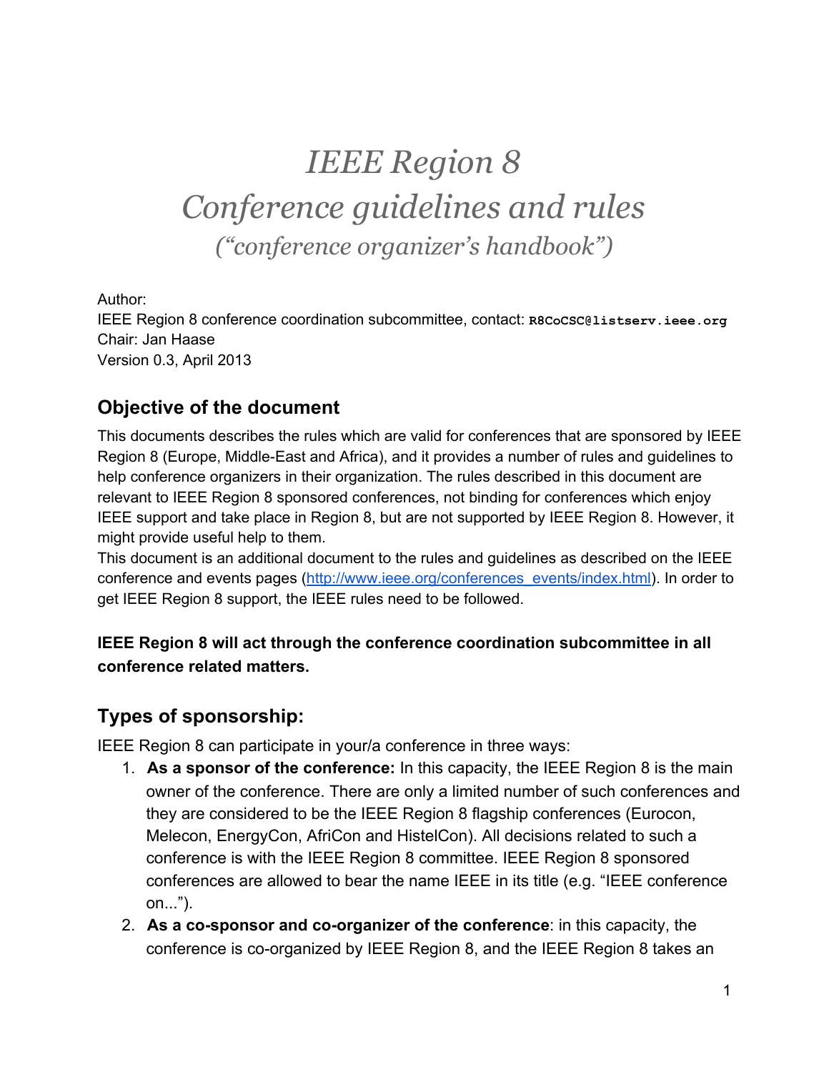# *IEEE Region 8*
# *Conference guidelines and rules*
## *("conference organizer's handbook")*

Author:
IEEE Region 8 conference coordination subcommittee, contact: `R8CoCSC@listserv.ieee.org`
Chair: Jan Haase
Version 0.3, April 2013

## Objective of the document

This documents describes the rules which are valid for conferences that are sponsored by IEEE Region 8 (Europe, Middle-East and Africa), and it provides a number of rules and guidelines to help conference organizers in their organization. The rules described in this document are relevant to IEEE Region 8 sponsored conferences, not binding for conferences which enjoy IEEE support and take place in Region 8, but are not supported by IEEE Region 8. However, it might provide useful help to them.
This document is an additional document to the rules and guidelines as described on the IEEE conference and events pages ([http://www.ieee.org/conferences_events/index.html](http://www.ieee.org/conferences_events/index.html)). In order to get IEEE Region 8 support, the IEEE rules need to be followed.

**IEEE Region 8 will act through the conference coordination subcommittee in all conference related matters.**

## Types of sponsorship:

IEEE Region 8 can participate in your/a conference in three ways:

1. **As a sponsor of the conference:** In this capacity, the IEEE Region 8 is the main owner of the conference. There are only a limited number of such conferences and they are considered to be the IEEE Region 8 flagship conferences (Eurocon, Melecon, EnergyCon, AfriCon and HistelCon). All decisions related to such a conference is with the IEEE Region 8 committee. IEEE Region 8 sponsored conferences are allowed to bear the name IEEE in its title (e.g. "IEEE conference on...").
2. **As a co-sponsor and co-organizer of the conference**: in this capacity, the conference is co-organized by IEEE Region 8, and the IEEE Region 8 takes an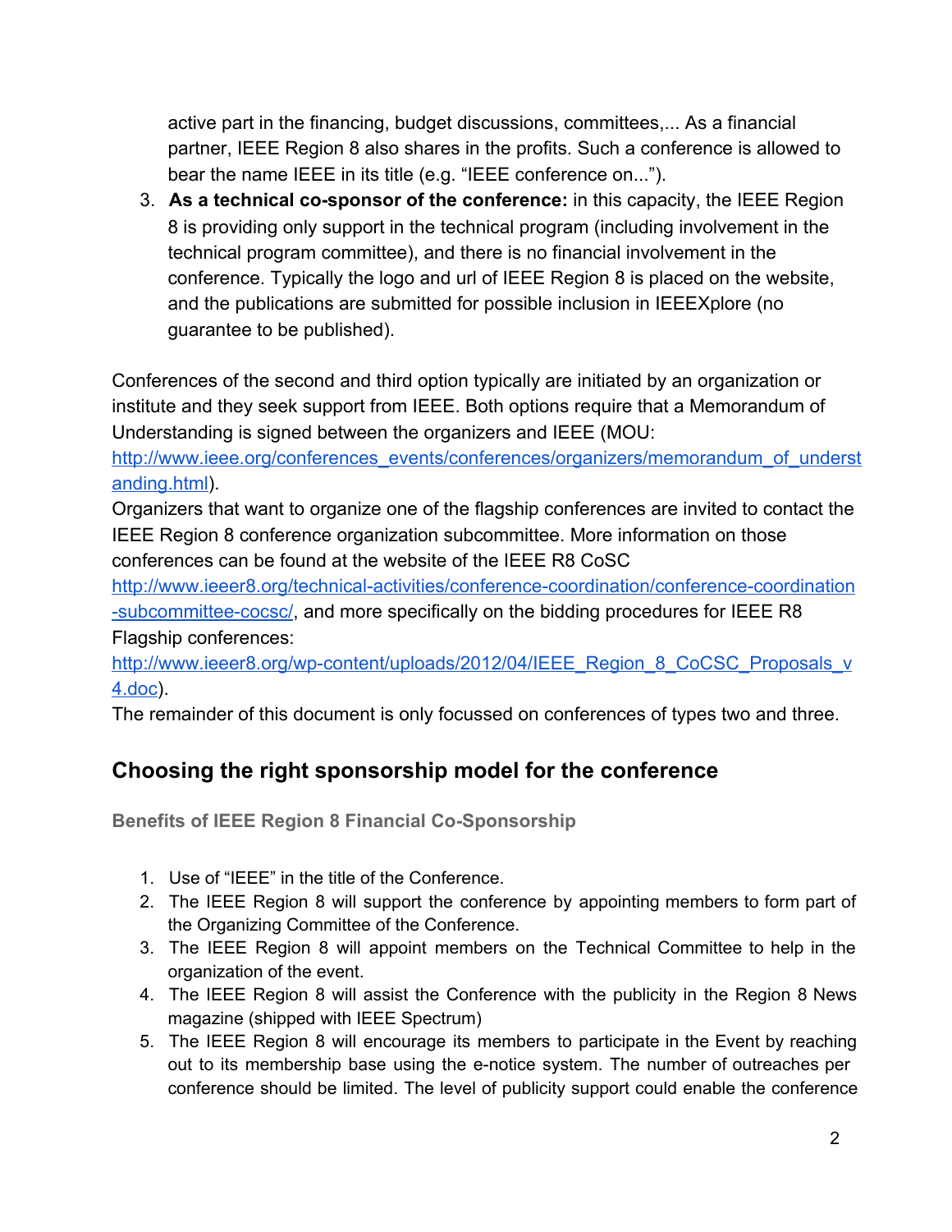active part in the financing, budget discussions, committees,... As a financial partner, IEEE Region 8 also shares in the profits. Such a conference is allowed to bear the name IEEE in its title (e.g. "IEEE conference on...").

3. **As a technical co-sponsor of the conference:** in this capacity, the IEEE Region 8 is providing only support in the technical program (including involvement in the technical program committee), and there is no financial involvement in the conference. Typically the logo and url of IEEE Region 8 is placed on the website, and the publications are submitted for possible inclusion in IEEEXplore (no guarantee to be published).

Conferences of the second and third option typically are initiated by an organization or institute and they seek support from IEEE. Both options require that a Memorandum of Understanding is signed between the organizers and IEEE (MOU: [http://www.ieee.org/conferences_events/conferences/organizers/memorandum_of_understanding.html](http://www.ieee.org/conferences_events/conferences/organizers/memorandum_of_understanding.html)).
Organizers that want to organize one of the flagship conferences are invited to contact the IEEE Region 8 conference organization subcommittee. More information on those conferences can be found at the website of the IEEE R8 CoSC [http://www.ieeer8.org/technical-activities/conference-coordination/conference-coordination-subcommittee-cocsc/](http://www.ieeer8.org/technical-activities/conference-coordination/conference-coordination-subcommittee-cocsc/), and more specifically on the bidding procedures for IEEE R8 Flagship conferences: [http://www.ieeer8.org/wp-content/uploads/2012/04/IEEE_Region_8_CoCSC_Proposals_v4.doc](http://www.ieeer8.org/wp-content/uploads/2012/04/IEEE_Region_8_CoCSC_Proposals_v4.doc)).
The remainder of this document is only focussed on conferences of types two and three.

## Choosing the right sponsorship model for the conference

### Benefits of IEEE Region 8 Financial Co-Sponsorship

1. Use of "IEEE" in the title of the Conference.
2. The IEEE Region 8 will support the conference by appointing members to form part of the Organizing Committee of the Conference.
3. The IEEE Region 8 will appoint members on the Technical Committee to help in the organization of the event.
4. The IEEE Region 8 will assist the Conference with the publicity in the Region 8 News magazine (shipped with IEEE Spectrum)
5. The IEEE Region 8 will encourage its members to participate in the Event by reaching out to its membership base using the e-notice system. The number of outreaches per conference should be limited. The level of publicity support could enable the conference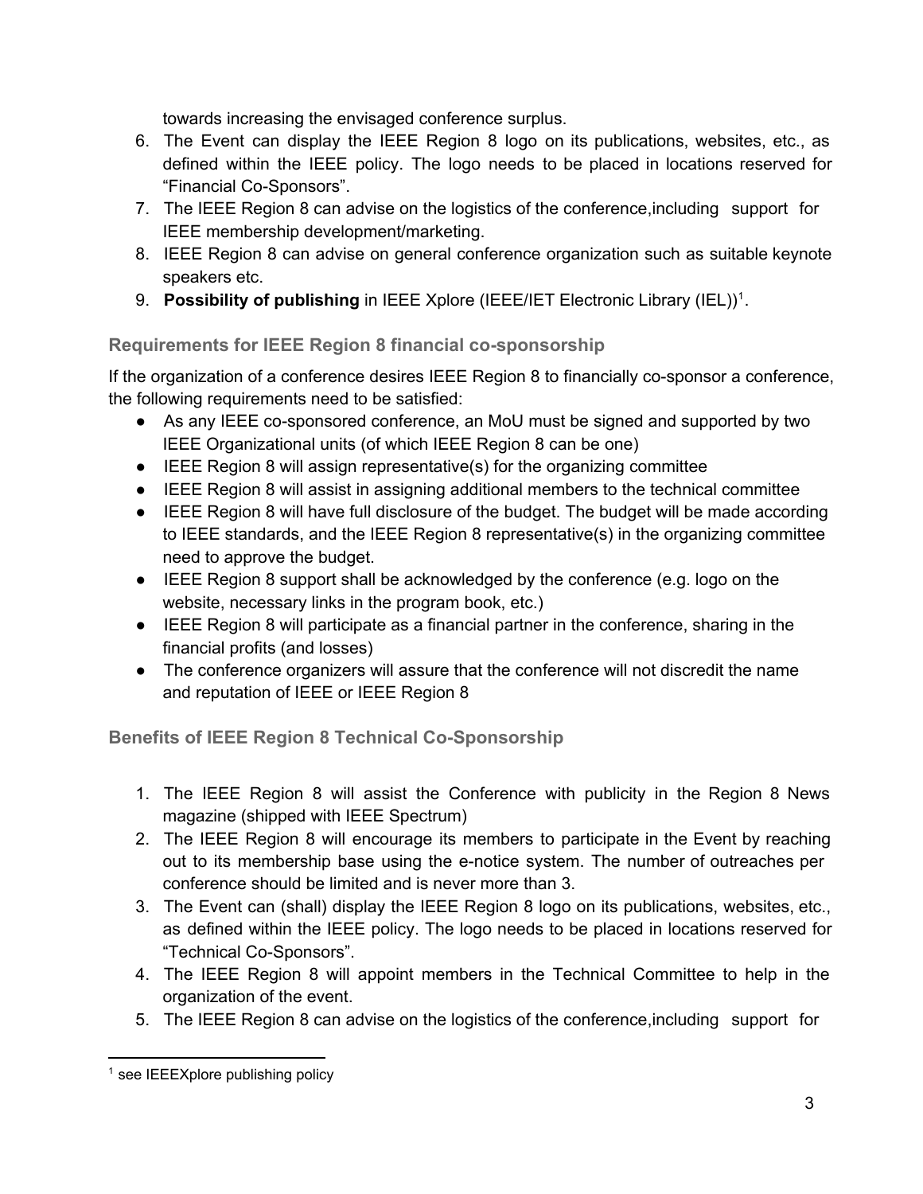towards increasing the envisaged conference surplus.

6. The Event can display the IEEE Region 8 logo on its publications, websites, etc., as defined within the IEEE policy. The logo needs to be placed in locations reserved for "Financial Co-Sponsors".
7. The IEEE Region 8 can advise on the logistics of the conference,including support for IEEE membership development/marketing.
8. IEEE Region 8 can advise on general conference organization such as suitable keynote speakers etc.
9. **Possibility of publishing** in IEEE Xplore (IEEE/IET Electronic Library (IEL))[1].

### Requirements for IEEE Region 8 financial co-sponsorship

If the organization of a conference desires IEEE Region 8 to financially co-sponsor a conference, the following requirements need to be satisfied:

- As any IEEE co-sponsored conference, an MoU must be signed and supported by two IEEE Organizational units (of which IEEE Region 8 can be one)
- IEEE Region 8 will assign representative(s) for the organizing committee
- IEEE Region 8 will assist in assigning additional members to the technical committee
- IEEE Region 8 will have full disclosure of the budget. The budget will be made according to IEEE standards, and the IEEE Region 8 representative(s) in the organizing committee need to approve the budget.
- IEEE Region 8 support shall be acknowledged by the conference (e.g. logo on the website, necessary links in the program book, etc.)
- IEEE Region 8 will participate as a financial partner in the conference, sharing in the financial profits (and losses)
- The conference organizers will assure that the conference will not discredit the name and reputation of IEEE or IEEE Region 8

### Benefits of IEEE Region 8 Technical Co-Sponsorship

1. The IEEE Region 8 will assist the Conference with publicity in the Region 8 News magazine (shipped with IEEE Spectrum)
2. The IEEE Region 8 will encourage its members to participate in the Event by reaching out to its membership base using the e-notice system. The number of outreaches per conference should be limited and is never more than 3.
3. The Event can (shall) display the IEEE Region 8 logo on its publications, websites, etc., as defined within the IEEE policy. The logo needs to be placed in locations reserved for "Technical Co-Sponsors".
4. The IEEE Region 8 will appoint members in the Technical Committee to help in the organization of the event.
5. The IEEE Region 8 can advise on the logistics of the conference,including support for

[1] see IEEEXplore publishing policy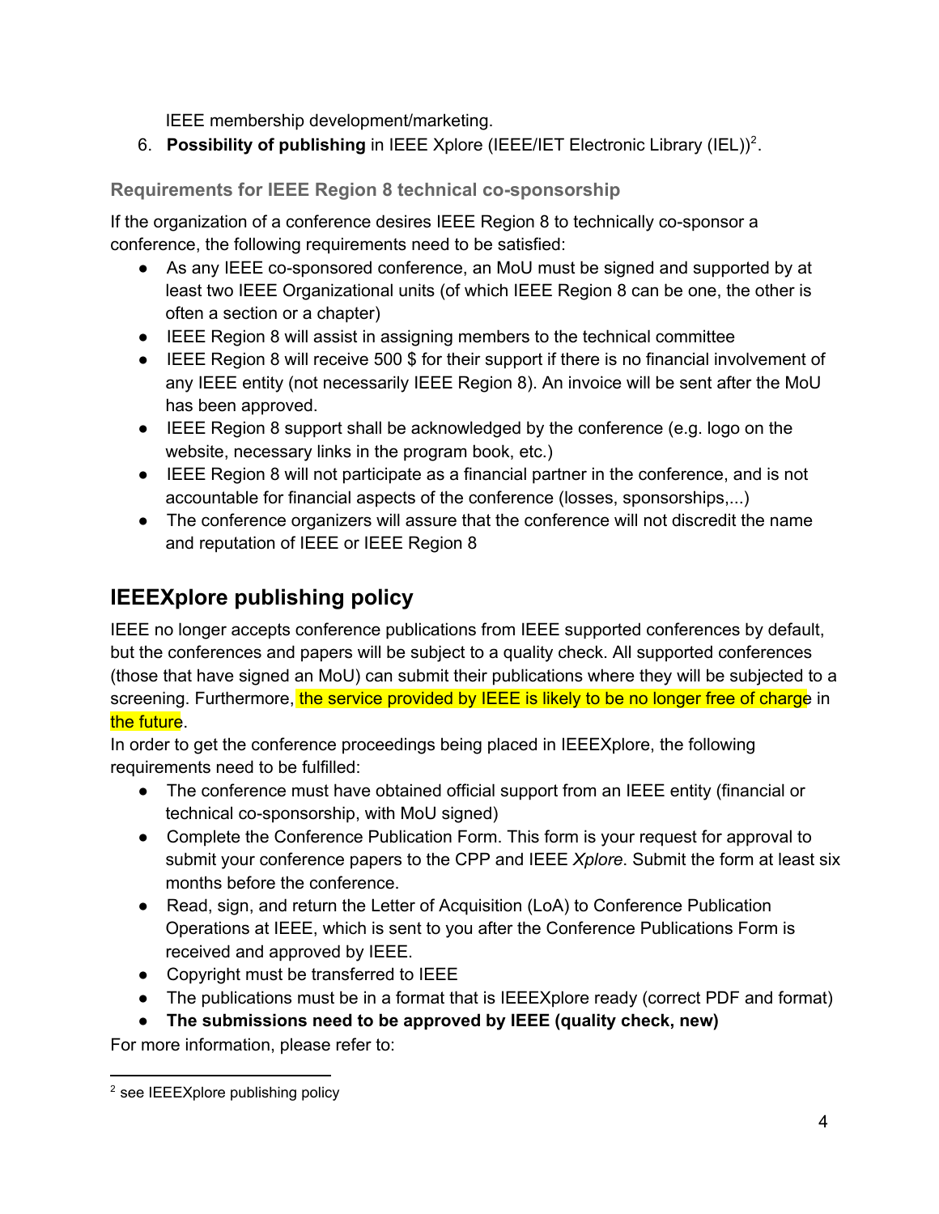IEEE membership development/marketing.

6. **Possibility of publishing** in IEEE Xplore (IEEE/IET Electronic Library (IEL))[2].

### Requirements for IEEE Region 8 technical co-sponsorship

If the organization of a conference desires IEEE Region 8 to technically co-sponsor a conference, the following requirements need to be satisfied:

- As any IEEE co-sponsored conference, an MoU must be signed and supported by at least two IEEE Organizational units (of which IEEE Region 8 can be one, the other is often a section or a chapter)
- IEEE Region 8 will assist in assigning members to the technical committee
- IEEE Region 8 will receive 500 $ for their support if there is no financial involvement of any IEEE entity (not necessarily IEEE Region 8). An invoice will be sent after the MoU has been approved.
- IEEE Region 8 support shall be acknowledged by the conference (e.g. logo on the website, necessary links in the program book, etc.)
- IEEE Region 8 will not participate as a financial partner in the conference, and is not accountable for financial aspects of the conference (losses, sponsorships,...)
- The conference organizers will assure that the conference will not discredit the name and reputation of IEEE or IEEE Region 8

## IEEEXplore publishing policy

IEEE no longer accepts conference publications from IEEE supported conferences by default, but the conferences and papers will be subject to a quality check. All supported conferences (those that have signed an MoU) can submit their publications where they will be subjected to a screening. Furthermore, the service provided by IEEE is likely to be no longer free of charge in the future.

In order to get the conference proceedings being placed in IEEEXplore, the following requirements need to be fulfilled:

- The conference must have obtained official support from an IEEE entity (financial or technical co-sponsorship, with MoU signed)
- Complete the Conference Publication Form. This form is your request for approval to submit your conference papers to the CPP and IEEE *Xplore*. Submit the form at least six months before the conference.
- Read, sign, and return the Letter of Acquisition (LoA) to Conference Publication Operations at IEEE, which is sent to you after the Conference Publications Form is received and approved by IEEE.
- Copyright must be transferred to IEEE
- The publications must be in a format that is IEEEXplore ready (correct PDF and format)
- **The submissions need to be approved by IEEE (quality check, new)**

For more information, please refer to:

[2] see IEEEXplore publishing policy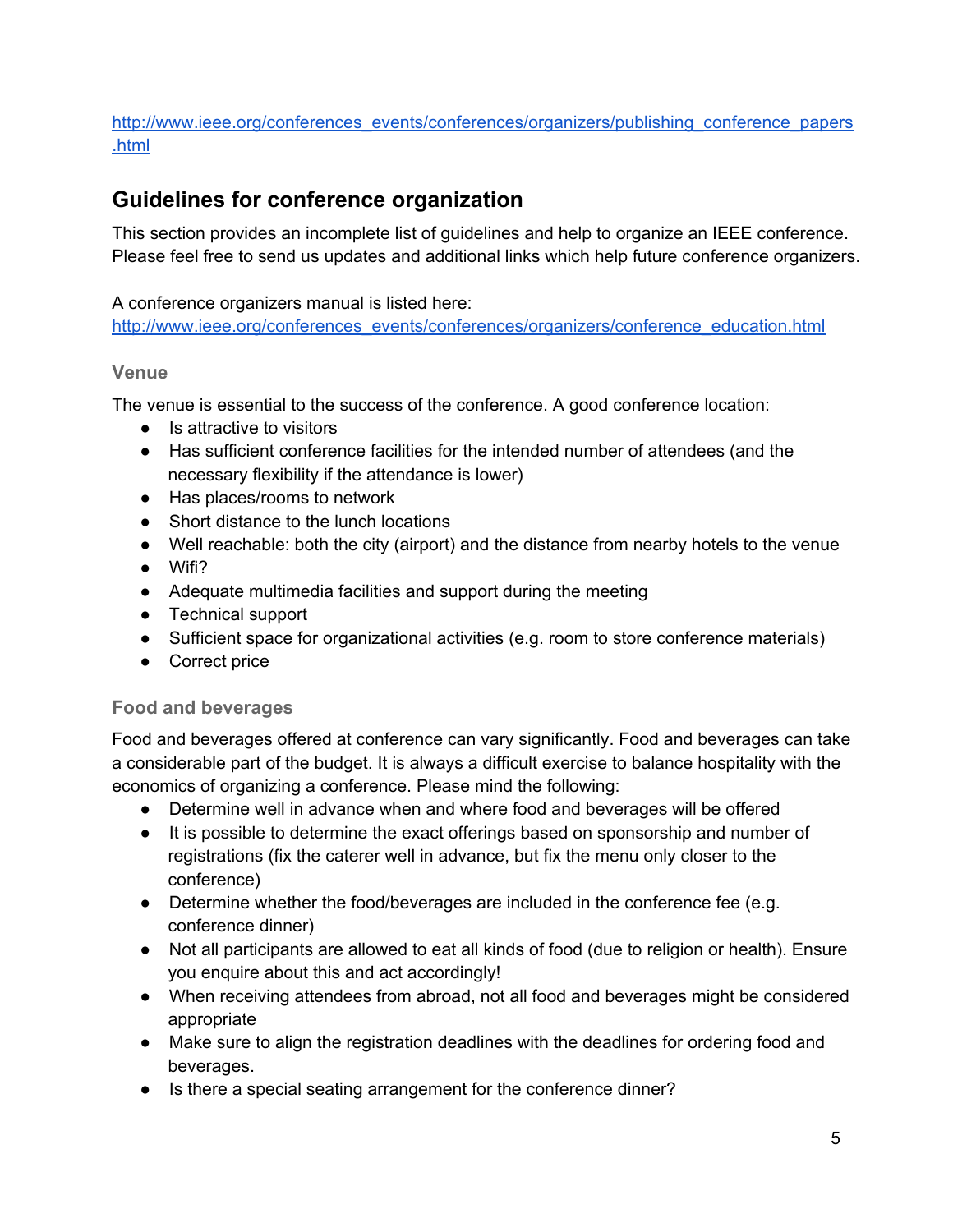http://www.ieee.org/conferences_events/conferences/organizers/publishing_conference_papers.html

## Guidelines for conference organization

This section provides an incomplete list of guidelines and help to organize an IEEE conference. Please feel free to send us updates and additional links which help future conference organizers.

A conference organizers manual is listed here:
http://www.ieee.org/conferences_events/conferences/organizers/conference_education.html

### Venue

The venue is essential to the success of the conference. A good conference location:

- Is attractive to visitors
- Has sufficient conference facilities for the intended number of attendees (and the necessary flexibility if the attendance is lower)
- Has places/rooms to network
- Short distance to the lunch locations
- Well reachable: both the city (airport) and the distance from nearby hotels to the venue
- Wifi?
- Adequate multimedia facilities and support during the meeting
- Technical support
- Sufficient space for organizational activities (e.g. room to store conference materials)
- Correct price

### Food and beverages

Food and beverages offered at conference can vary significantly. Food and beverages can take a considerable part of the budget. It is always a difficult exercise to balance hospitality with the economics of organizing a conference. Please mind the following:

- Determine well in advance when and where food and beverages will be offered
- It is possible to determine the exact offerings based on sponsorship and number of registrations (fix the caterer well in advance, but fix the menu only closer to the conference)
- Determine whether the food/beverages are included in the conference fee (e.g. conference dinner)
- Not all participants are allowed to eat all kinds of food (due to religion or health). Ensure you enquire about this and act accordingly!
- When receiving attendees from abroad, not all food and beverages might be considered appropriate
- Make sure to align the registration deadlines with the deadlines for ordering food and beverages.
- Is there a special seating arrangement for the conference dinner?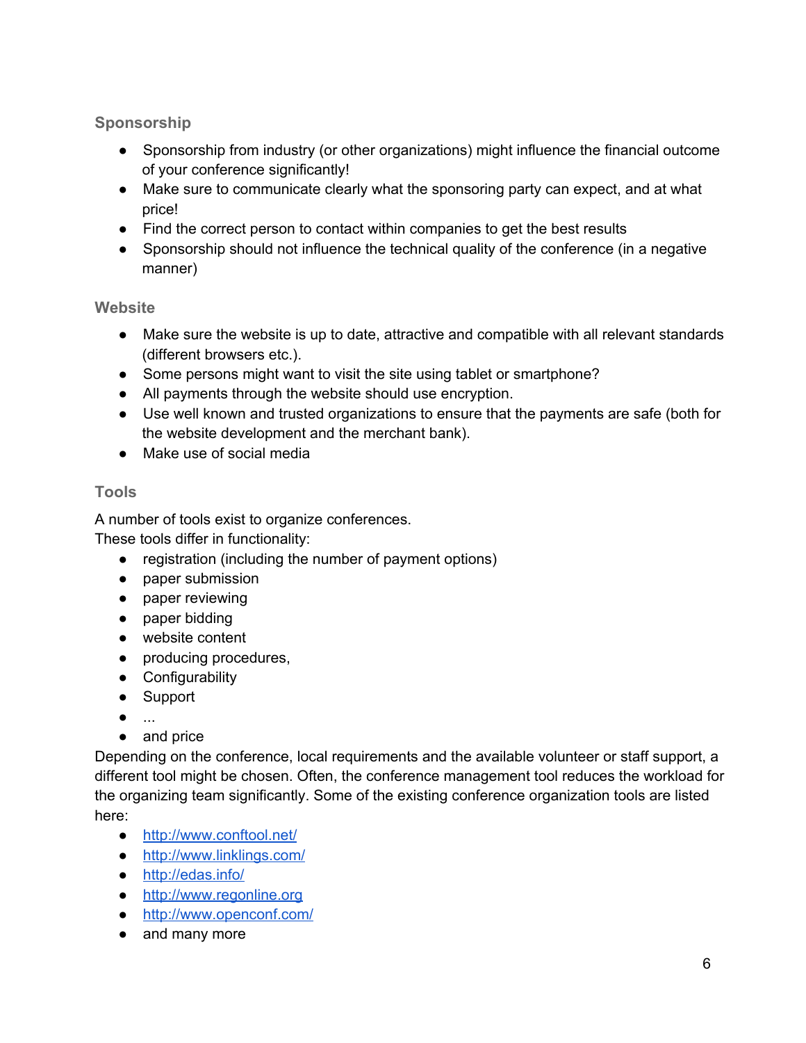### Sponsorship

- Sponsorship from industry (or other organizations) might influence the financial outcome of your conference significantly!
- Make sure to communicate clearly what the sponsoring party can expect, and at what price!
- Find the correct person to contact within companies to get the best results
- Sponsorship should not influence the technical quality of the conference (in a negative manner)

### Website

- Make sure the website is up to date, attractive and compatible with all relevant standards (different browsers etc.).
- Some persons might want to visit the site using tablet or smartphone?
- All payments through the website should use encryption.
- Use well known and trusted organizations to ensure that the payments are safe (both for the website development and the merchant bank).
- Make use of social media

### Tools

A number of tools exist to organize conferences.
These tools differ in functionality:

- registration (including the number of payment options)
- paper submission
- paper reviewing
- paper bidding
- website content
- producing procedures,
- Configurability
- Support
- ...
- and price

Depending on the conference, local requirements and the available volunteer or staff support, a different tool might be chosen. Often, the conference management tool reduces the workload for the organizing team significantly. Some of the existing conference organization tools are listed here:

- [http://www.conftool.net/](http://www.conftool.net/)
- [http://www.linklings.com/](http://www.linklings.com/)
- [http://edas.info/](http://edas.info/)
- [http://www.regonline.org](http://www.regonline.org)
- [http://www.openconf.com/](http://www.openconf.com/)
- and many more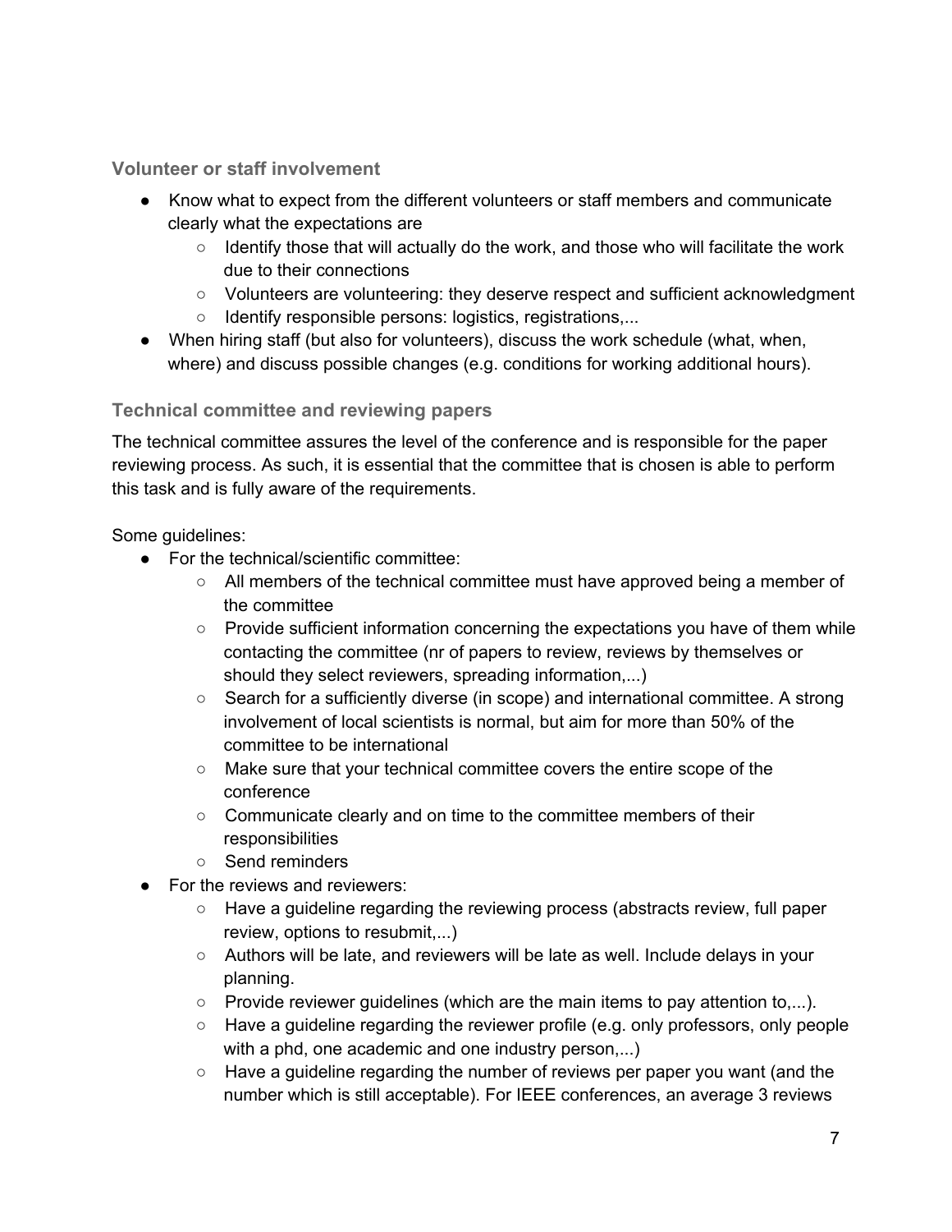### Volunteer or staff involvement

- Know what to expect from the different volunteers or staff members and communicate clearly what the expectations are
    - Identify those that will actually do the work, and those who will facilitate the work due to their connections
    - Volunteers are volunteering: they deserve respect and sufficient acknowledgment
    - Identify responsible persons: logistics, registrations,...
- When hiring staff (but also for volunteers), discuss the work schedule (what, when, where) and discuss possible changes (e.g. conditions for working additional hours).

### Technical committee and reviewing papers

The technical committee assures the level of the conference and is responsible for the paper reviewing process. As such, it is essential that the committee that is chosen is able to perform this task and is fully aware of the requirements.

Some guidelines:

- For the technical/scientific committee:
    - All members of the technical committee must have approved being a member of the committee
    - Provide sufficient information concerning the expectations you have of them while contacting the committee (nr of papers to review, reviews by themselves or should they select reviewers, spreading information,...)
    - Search for a sufficiently diverse (in scope) and international committee. A strong involvement of local scientists is normal, but aim for more than 50% of the committee to be international
    - Make sure that your technical committee covers the entire scope of the conference
    - Communicate clearly and on time to the committee members of their responsibilities
    - Send reminders
- For the reviews and reviewers:
    - Have a guideline regarding the reviewing process (abstracts review, full paper review, options to resubmit,...)
    - Authors will be late, and reviewers will be late as well. Include delays in your planning.
    - Provide reviewer guidelines (which are the main items to pay attention to,...).
    - Have a guideline regarding the reviewer profile (e.g. only professors, only people with a phd, one academic and one industry person,...)
    - Have a guideline regarding the number of reviews per paper you want (and the number which is still acceptable). For IEEE conferences, an average 3 reviews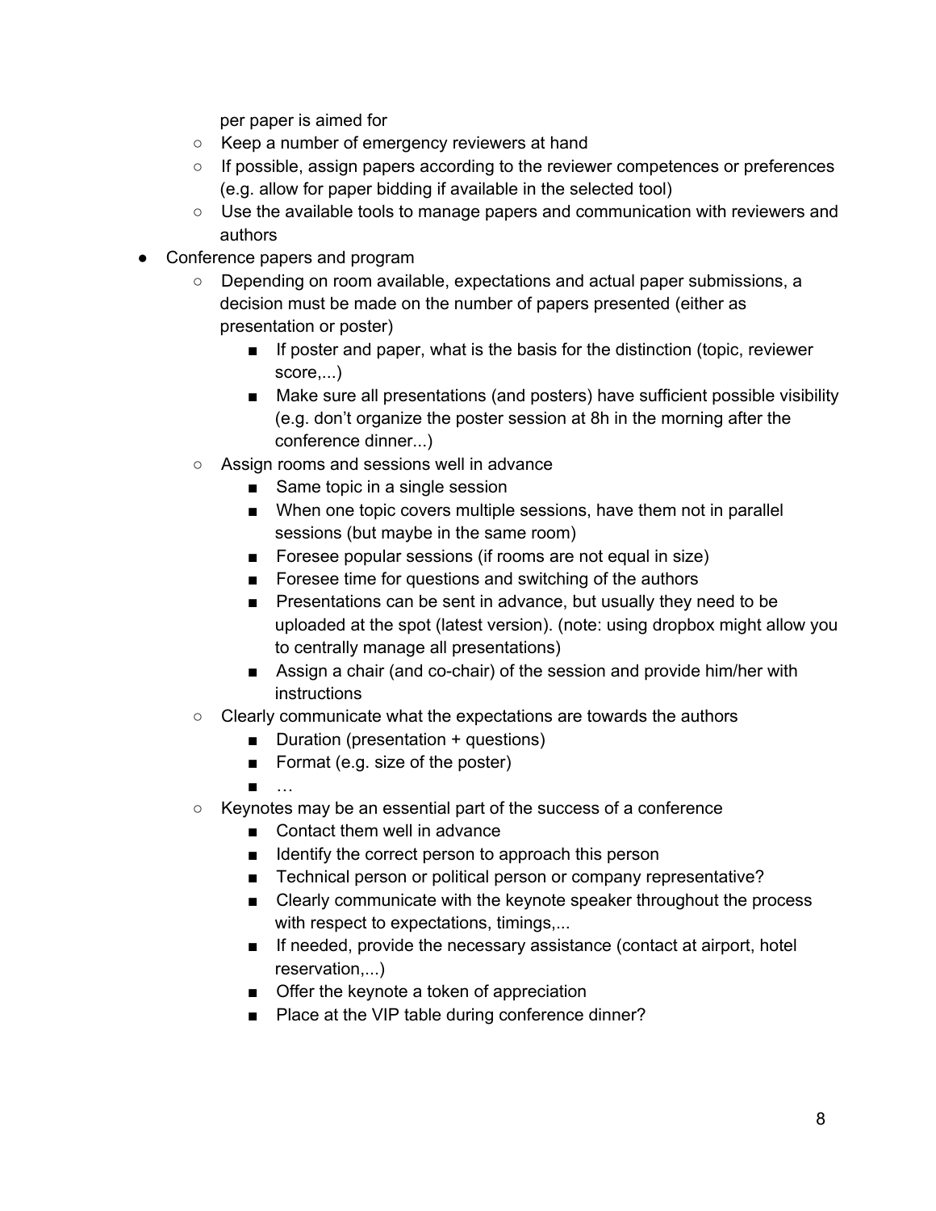per paper is aimed for
  - Keep a number of emergency reviewers at hand
  - If possible, assign papers according to the reviewer competences or preferences (e.g. allow for paper bidding if available in the selected tool)
  - Use the available tools to manage papers and communication with reviewers and authors
- Conference papers and program
  - Depending on room available, expectations and actual paper submissions, a decision must be made on the number of papers presented (either as presentation or poster)
    - If poster and paper, what is the basis for the distinction (topic, reviewer score,...)
    - Make sure all presentations (and posters) have sufficient possible visibility (e.g. don't organize the poster session at 8h in the morning after the conference dinner...)
  - Assign rooms and sessions well in advance
    - Same topic in a single session
    - When one topic covers multiple sessions, have them not in parallel sessions (but maybe in the same room)
    - Foresee popular sessions (if rooms are not equal in size)
    - Foresee time for questions and switching of the authors
    - Presentations can be sent in advance, but usually they need to be uploaded at the spot (latest version). (note: using dropbox might allow you to centrally manage all presentations)
    - Assign a chair (and co-chair) of the session and provide him/her with instructions
  - Clearly communicate what the expectations are towards the authors
    - Duration (presentation + questions)
    - Format (e.g. size of the poster)
    - …
  - Keynotes may be an essential part of the success of a conference
    - Contact them well in advance
    - Identify the correct person to approach this person
    - Technical person or political person or company representative?
    - Clearly communicate with the keynote speaker throughout the process with respect to expectations, timings,...
    - If needed, provide the necessary assistance (contact at airport, hotel reservation,...)
    - Offer the keynote a token of appreciation
    - Place at the VIP table during conference dinner?